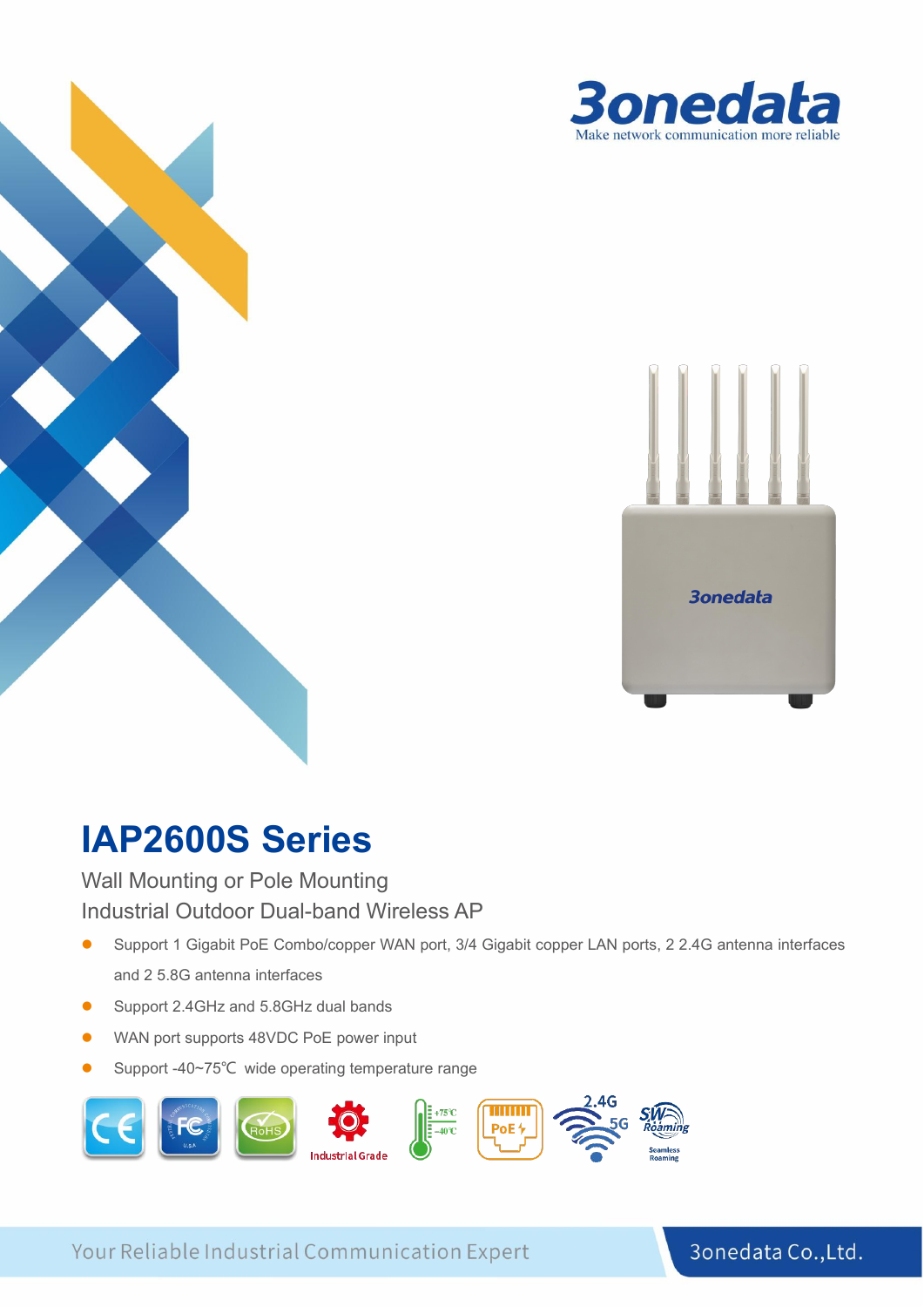3onedata

Make network communication more reliable

# IAP2600S Series

Wall Mounting or Pole Mounting

Industrial Outdoor Dual-band Wireless AP

- Support 1 Gigabit PoE Combo/copper WAN port, 3/4 Gigabit copper LAN ports, 2 2.4G antenna interfaces and 2 5.8G antenna interfaces
- Support 2.4GHz and 5.8GHz dual bands
- WAN port supports 48VDC PoE power input
- Support -40~75℃ wide operating temperature range

Your Reliable Industrial Communication Expert

3onedata Co.,Ltd.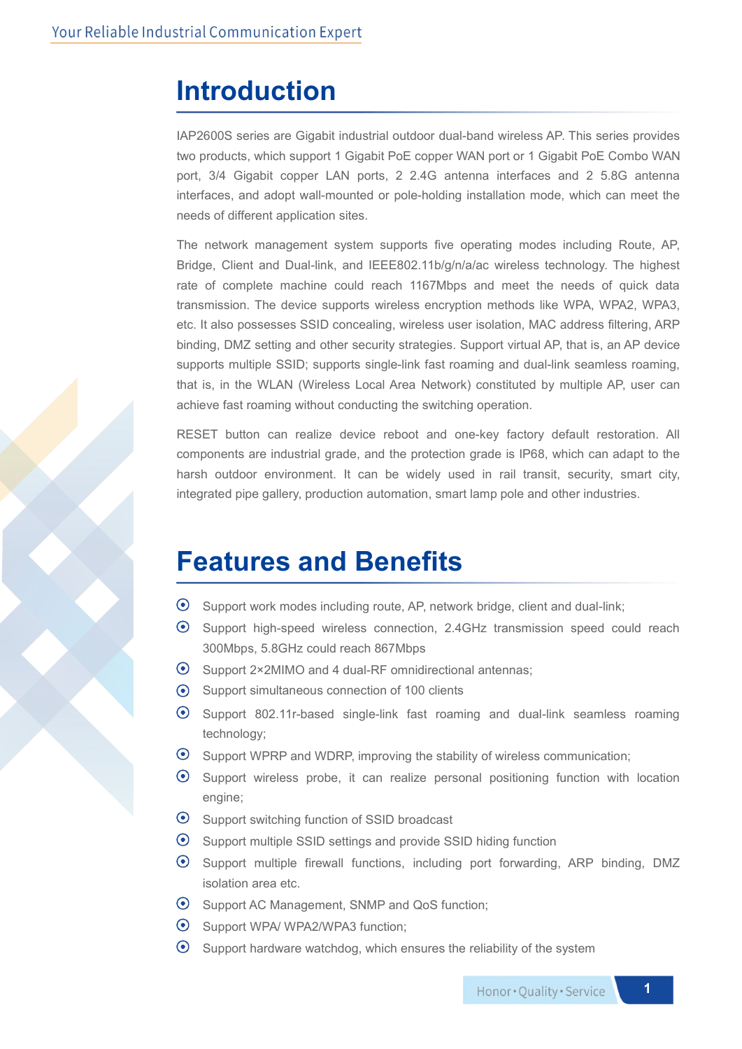# Introduction

IAP2600S series are Gigabit industrial outdoor dual-band wireless AP. This series provides two products, which support 1 Gigabit PoE copper WAN port or 1 Gigabit PoE Combo WAN port, 3/4 Gigabit copper LAN ports, 2 2.4G antenna interfaces and 2 5.8G antenna interfaces, and adopt wall-mounted or pole-holding installation mode, which can meet the needs of different application sites.

The network management system supports five operating modes including Route, AP, Bridge, Client and Dual-link, and IEEE802.11b/g/n/a/ac wireless technology. The highest rate of complete machine could reach 1167Mbps and meet the needs of quick data transmission. The device supports wireless encryption methods like WPA, WPA2, WPA3, etc. It also possesses SSID concealing, wireless user isolation, MAC address filtering, ARP binding, DMZ setting and other security strategies. Support virtual AP, that is, an AP device supports multiple SSID; supports single-link fast roaming and dual-link seamless roaming, that is, in the WLAN (Wireless Local Area Network) constituted by multiple AP, user can achieve fast roaming without conducting the switching operation.

RESET button can realize device reboot and one-key factory default restoration. All components are industrial grade, and the protection grade is IP68, which can adapt to the harsh outdoor environment. It can be widely used in rail transit, security, smart city, integrated pipe gallery, production automation, smart lamp pole and other industries.

# Features and Benefits

- Support work modes including route, AP, network bridge, client and dual-link;
- Support high-speed wireless connection, 2.4GHz transmission speed could reach 300Mbps, 5.8GHz could reach 867Mbps
- Support 2×2MIMO and 4 dual-RF omnidirectional antennas;
- Support simultaneous connection of 100 clients
- Support 802.11r-based single-link fast roaming and dual-link seamless roaming technology;
- Support WPRP and WDRP, improving the stability of wireless communication;
- Support wireless probe, it can realize personal positioning function with location engine;
- Support switching function of SSID broadcast
- Support multiple SSID settings and provide SSID hiding function
- Support multiple firewall functions, including port forwarding, ARP binding, DMZ isolation area etc.
- Support AC Management, SNMP and QoS function;
- Support WPA/ WPA2/WPA3 function;
- Support hardware watchdog, which ensures the reliability of the system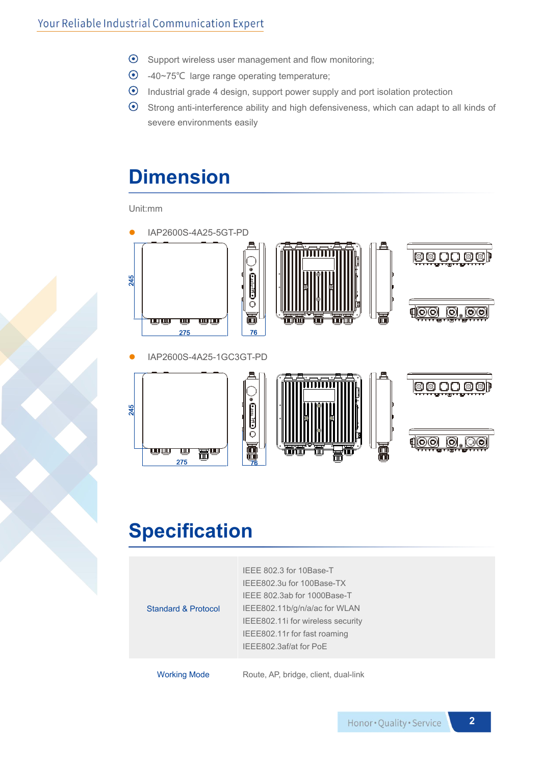- Support wireless user management and flow monitoring;
- -40~75℃ large range operating temperature;
- Industrial grade 4 design, support power supply and port isolation protection
- Strong anti-interference ability and high defensiveness, which can adapt to all kinds of severe environments easily

# Dimension

Unit:mm

- IAP2600S-4A25-5GT-PD

- IAP2600S-4A25-1GC3GT-PD

# Specification

| | |
|---|---|
| Standard & Protocol | IEEE 802.3 for 10Base-T<br>IEEE802.3u for 100Base-TX<br>IEEE 802.3ab for 1000Base-T<br>IEEE802.11b/g/n/a/ac for WLAN<br>IEEE802.11i for wireless security<br>IEEE802.11r for fast roaming<br>IEEE802.3af/at for PoE |
| Working Mode | Route, AP, bridge, client, dual-link |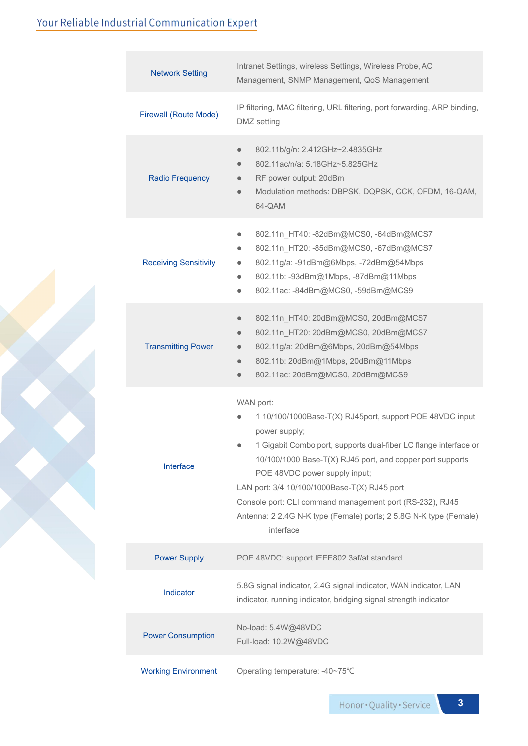| | |
|---|---|
| Network Setting | Intranet Settings, wireless Settings, Wireless Probe, AC Management, SNMP Management, QoS Management |
| Firewall (Route Mode) | IP filtering, MAC filtering, URL filtering, port forwarding, ARP binding, DMZ setting |
| Radio Frequency | ● 802.11b/g/n: 2.412GHz~2.4835GHz<br>● 802.11ac/n/a: 5.18GHz~5.825GHz<br>● RF power output: 20dBm<br>● Modulation methods: DBPSK, DQPSK, CCK, OFDM, 16-QAM, 64-QAM |
| Receiving Sensitivity | ● 802.11n_HT40: -82dBm@MCS0, -64dBm@MCS7<br>● 802.11n_HT20: -85dBm@MCS0, -67dBm@MCS7<br>● 802.11g/a: -91dBm@6Mbps, -72dBm@54Mbps<br>● 802.11b: -93dBm@1Mbps, -87dBm@11Mbps<br>● 802.11ac: -84dBm@MCS0, -59dBm@MCS9 |
| Transmitting Power | ● 802.11n_HT40: 20dBm@MCS0, 20dBm@MCS7<br>● 802.11n_HT20: 20dBm@MCS0, 20dBm@MCS7<br>● 802.11g/a: 20dBm@6Mbps, 20dBm@54Mbps<br>● 802.11b: 20dBm@1Mbps, 20dBm@11Mbps<br>● 802.11ac: 20dBm@MCS0, 20dBm@MCS9 |
| Interface | WAN port:<br>● 1 10/100/1000Base-T(X) RJ45port, support POE 48VDC input power supply;<br>● 1 Gigabit Combo port, supports dual-fiber LC flange interface or 10/100/1000 Base-T(X) RJ45 port, and copper port supports POE 48VDC power supply input;<br>LAN port: 3/4 10/100/1000Base-T(X) RJ45 port<br>Console port: CLI command management port (RS-232), RJ45<br>Antenna: 2 2.4G N-K type (Female) ports; 2 5.8G N-K type (Female) interface |
| Power Supply | POE 48VDC: support IEEE802.3af/at standard |
| Indicator | 5.8G signal indicator, 2.4G signal indicator, WAN indicator, LAN indicator, running indicator, bridging signal strength indicator |
| Power Consumption | No-load: 5.4W@48VDC<br>Full-load: 10.2W@48VDC |
| Working Environment | Operating temperature: -40~75℃ |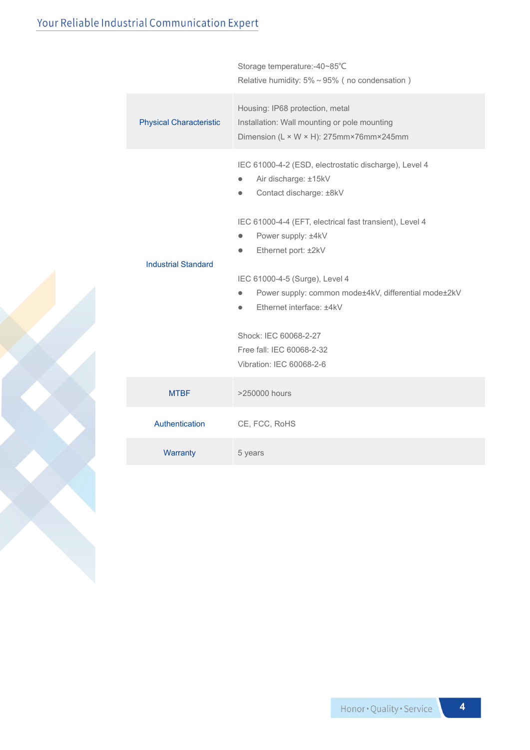| | |
|---|---|
| | Storage temperature:-40~85℃<br>Relative humidity: 5%～95%（no condensation） |
| Physical Characteristic | Housing: IP68 protection, metal<br>Installation: Wall mounting or pole mounting<br>Dimension (L × W × H): 275mm×76mm×245mm |
| Industrial Standard | IEC 61000-4-2 (ESD, electrostatic discharge), Level 4<br>● Air discharge: ±15kV<br>● Contact discharge: ±8kV<br><br>IEC 61000-4-4 (EFT, electrical fast transient), Level 4<br>● Power supply: ±4kV<br>● Ethernet port: ±2kV<br><br>IEC 61000-4-5 (Surge), Level 4<br>● Power supply: common mode±4kV, differential mode±2kV<br>● Ethernet interface: ±4kV<br><br>Shock: IEC 60068-2-27<br>Free fall: IEC 60068-2-32<br>Vibration: IEC 60068-2-6 |
| MTBF | >250000 hours |
| Authentication | CE, FCC, RoHS |
| Warranty | 5 years |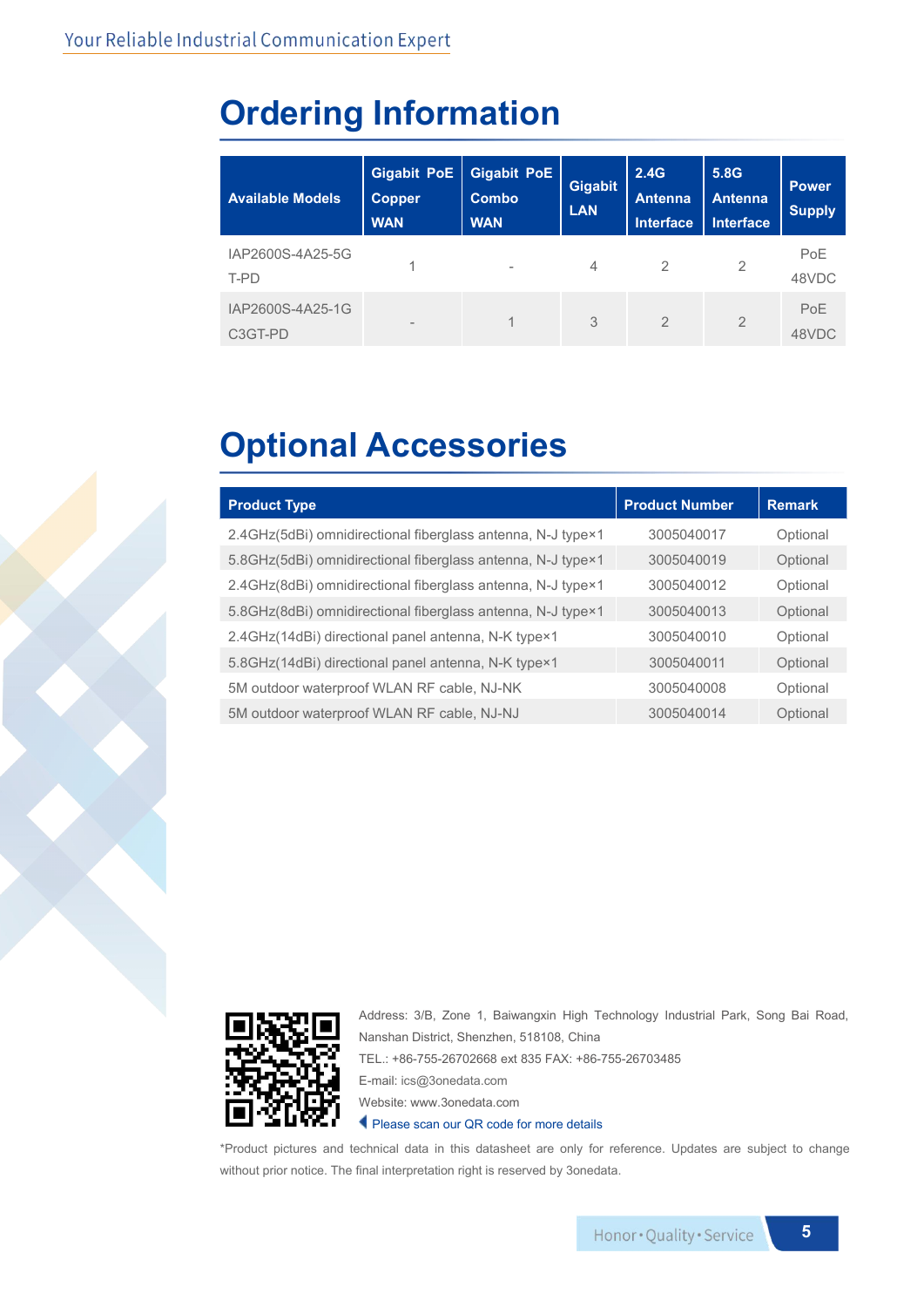# Ordering Information

| Available Models | Gigabit PoE Copper WAN | Gigabit PoE Combo WAN | Gigabit LAN | 2.4G Antenna Interface | 5.8G Antenna Interface | Power Supply |
|---|---|---|---|---|---|---|
| IAP2600S-4A25-5GT-PD | 1 | - | 4 | 2 | 2 | PoE 48VDC |
| IAP2600S-4A25-1GC3GT-PD | - | 1 | 3 | 2 | 2 | PoE 48VDC |

# Optional Accessories

| Product Type | Product Number | Remark |
|---|---|---|
| 2.4GHz(5dBi) omnidirectional fiberglass antenna, N-J type×1 | 3005040017 | Optional |
| 5.8GHz(5dBi) omnidirectional fiberglass antenna, N-J type×1 | 3005040019 | Optional |
| 2.4GHz(8dBi) omnidirectional fiberglass antenna, N-J type×1 | 3005040012 | Optional |
| 5.8GHz(8dBi) omnidirectional fiberglass antenna, N-J type×1 | 3005040013 | Optional |
| 2.4GHz(14dBi) directional panel antenna, N-K type×1 | 3005040010 | Optional |
| 5.8GHz(14dBi) directional panel antenna, N-K type×1 | 3005040011 | Optional |
| 5M outdoor waterproof WLAN RF cable, NJ-NK | 3005040008 | Optional |
| 5M outdoor waterproof WLAN RF cable, NJ-NJ | 3005040014 | Optional |

Address: 3/B, Zone 1, Baiwangxin High Technology Industrial Park, Song Bai Road, Nanshan District, Shenzhen, 518108, China

TEL.: +86-755-26702668 ext 835 FAX: +86-755-26703485

E-mail: ics@3onedata.com

Website: www.3onedata.com

Please scan our QR code for more details

*Product pictures and technical data in this datasheet are only for reference. Updates are subject to change without prior notice. The final interpretation right is reserved by 3onedata.